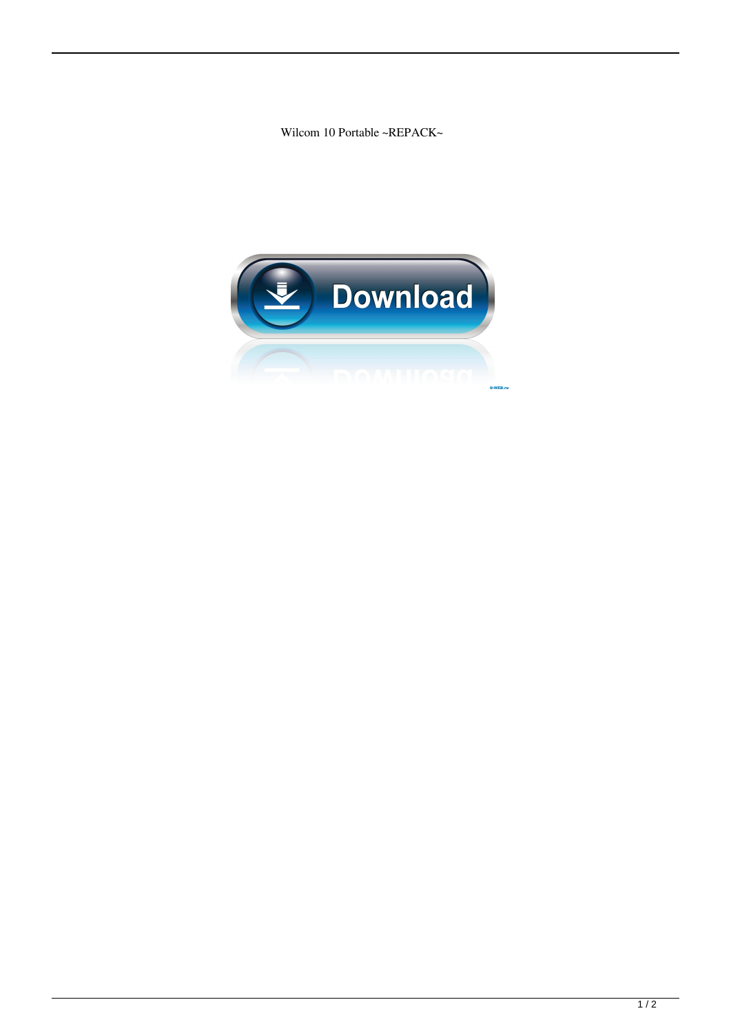Wilcom 10 Portable ~REPACK~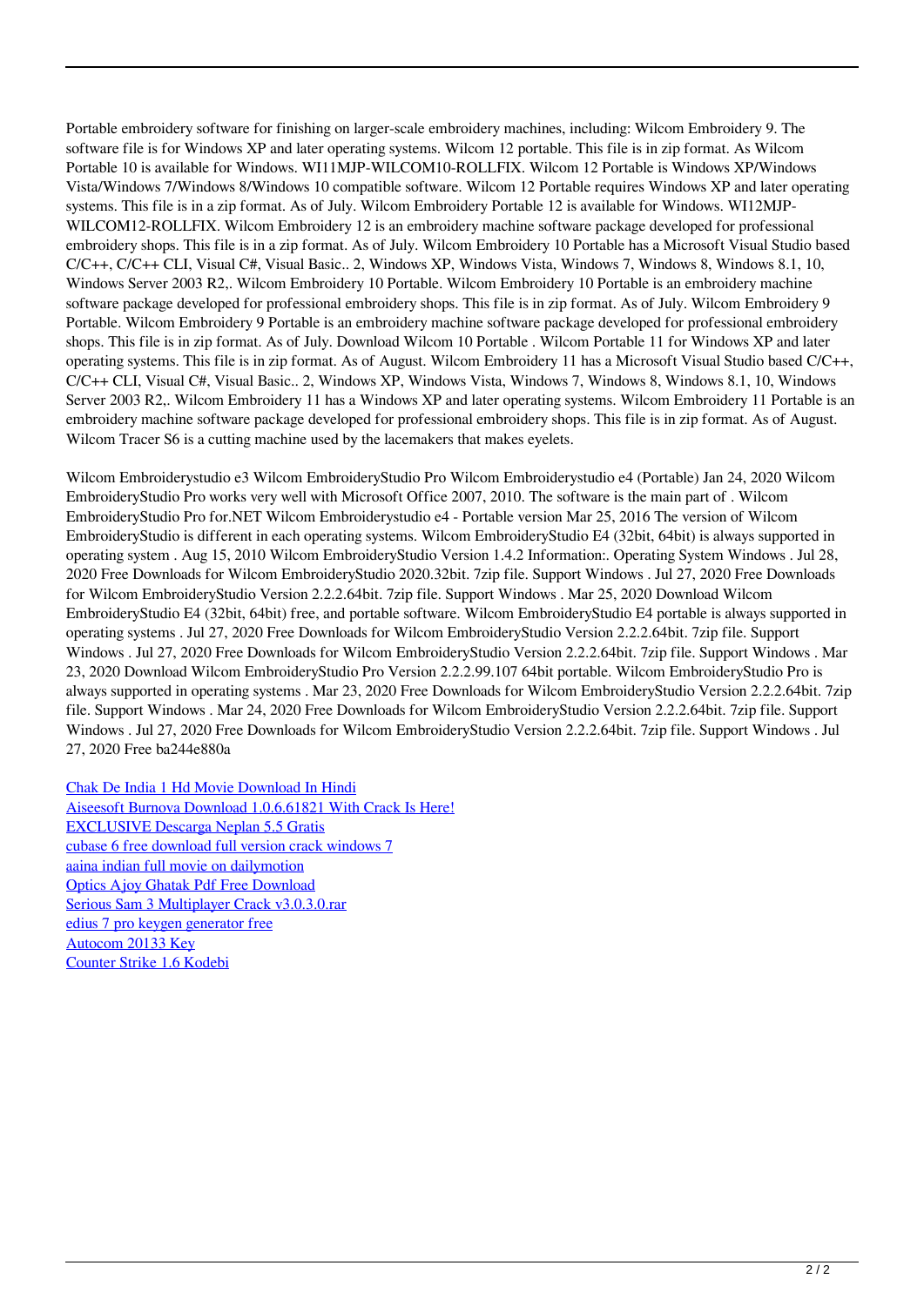Portable embroidery software for finishing on larger-scale embroidery machines, including: Wilcom Embroidery 9. The software file is for Windows XP and later operating systems. Wilcom 12 portable. This file is in zip format. As Wilcom Portable 10 is available for Windows. WI11MJP-WILCOM10-ROLLFIX. Wilcom 12 Portable is Windows XP/Windows Vista/Windows 7/Windows 8/Windows 10 compatible software. Wilcom 12 Portable requires Windows XP and later operating systems. This file is in a zip format. As of July. Wilcom Embroidery Portable 12 is available for Windows. WI12MJP-WILCOM12-ROLLFIX. Wilcom Embroidery 12 is an embroidery machine software package developed for professional embroidery shops. This file is in a zip format. As of July. Wilcom Embroidery 10 Portable has a Microsoft Visual Studio based C/C++, C/C++ CLI, Visual C#, Visual Basic.. 2, Windows XP, Windows Vista, Windows 7, Windows 8, Windows 8.1, 10, Windows Server 2003 R2,. Wilcom Embroidery 10 Portable. Wilcom Embroidery 10 Portable is an embroidery machine software package developed for professional embroidery shops. This file is in zip format. As of July. Wilcom Embroidery 9 Portable. Wilcom Embroidery 9 Portable is an embroidery machine software package developed for professional embroidery shops. This file is in zip format. As of July. Download Wilcom 10 Portable . Wilcom Portable 11 for Windows XP and later operating systems. This file is in zip format. As of August. Wilcom Embroidery 11 has a Microsoft Visual Studio based C/C++, C/C++ CLI, Visual C#, Visual Basic.. 2, Windows XP, Windows Vista, Windows 7, Windows 8, Windows 8.1, 10, Windows Server 2003 R2,. Wilcom Embroidery 11 has a Windows XP and later operating systems. Wilcom Embroidery 11 Portable is an embroidery machine software package developed for professional embroidery shops. This file is in zip format. As of August. Wilcom Tracer S6 is a cutting machine used by the lacemakers that makes eyelets.

Wilcom Embroiderystudio e3 Wilcom EmbroideryStudio Pro Wilcom Embroiderystudio e4 (Portable) Jan 24, 2020 Wilcom EmbroideryStudio Pro works very well with Microsoft Office 2007, 2010. The software is the main part of . Wilcom EmbroideryStudio Pro for.NET Wilcom Embroiderystudio e4 - Portable version Mar 25, 2016 The version of Wilcom EmbroideryStudio is different in each operating systems. Wilcom EmbroideryStudio E4 (32bit, 64bit) is always supported in operating system . Aug 15, 2010 Wilcom EmbroideryStudio Version 1.4.2 Information:. Operating System Windows . Jul 28, 2020 Free Downloads for Wilcom EmbroideryStudio 2020.32bit. 7zip file. Support Windows . Jul 27, 2020 Free Downloads for Wilcom EmbroideryStudio Version 2.2.2.64bit. 7zip file. Support Windows . Mar 25, 2020 Download Wilcom EmbroideryStudio E4 (32bit, 64bit) free, and portable software. Wilcom EmbroideryStudio E4 portable is always supported in operating systems . Jul 27, 2020 Free Downloads for Wilcom EmbroideryStudio Version 2.2.2.64bit. 7zip file. Support Windows . Jul 27, 2020 Free Downloads for Wilcom EmbroideryStudio Version 2.2.2.64bit. 7zip file. Support Windows . Mar 23, 2020 Download Wilcom EmbroideryStudio Pro Version 2.2.2.99.107 64bit portable. Wilcom EmbroideryStudio Pro is always supported in operating systems . Mar 23, 2020 Free Downloads for Wilcom EmbroideryStudio Version 2.2.2.64bit. 7zip file. Support Windows . Mar 24, 2020 Free Downloads for Wilcom EmbroideryStudio Version 2.2.2.64bit. 7zip file. Support Windows . Jul 27, 2020 Free Downloads for Wilcom EmbroideryStudio Version 2.2.2.64bit. 7zip file. Support Windows . Jul 27, 2020 Free ba244e880a

Chak De India 1 Hd Movie Download In Hindi
Aiseesoft Burnova Download 1.0.6.61821 With Crack Is Here!
EXCLUSIVE Descarga Neplan 5.5 Gratis
cubase 6 free download full version crack windows 7
aaina indian full movie on dailymotion
Optics Ajoy Ghatak Pdf Free Download
Serious Sam 3 Multiplayer Crack v3.0.3.0.rar
edius 7 pro keygen generator free
Autocom 20133 Key
Counter Strike 1.6 Kodebi